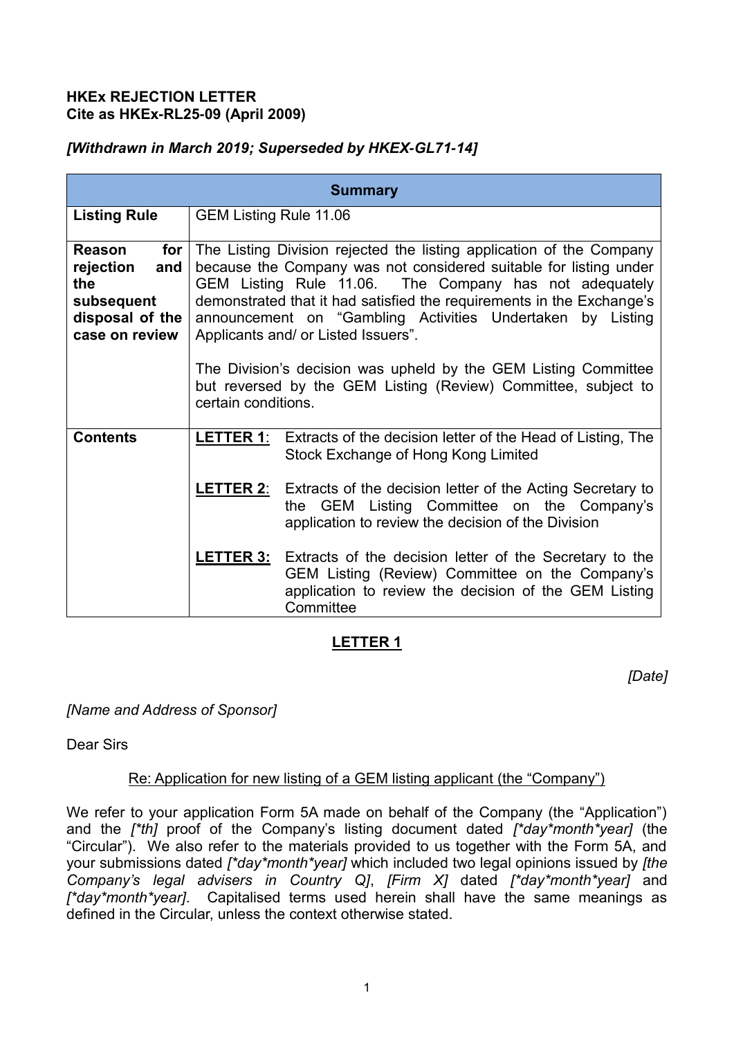**HKEx REJECTION LETTER**
**Cite as HKEx-RL25-09 (April 2009)**

***[Withdrawn in March 2019; Superseded by HKEX-GL71-14]***

| **Summary** | |
|---|---|
| **Listing Rule** | GEM Listing Rule 11.06 |
| **Reason for rejection and the subsequent disposal of the case on review** | The Listing Division rejected the listing application of the Company because the Company was not considered suitable for listing under GEM Listing Rule 11.06. The Company has not adequately demonstrated that it had satisfied the requirements in the Exchange's announcement on "Gambling Activities Undertaken by Listing Applicants and/ or Listed Issuers".<br><br>The Division's decision was upheld by the GEM Listing Committee but reversed by the GEM Listing (Review) Committee, subject to certain conditions. |
| **Contents** | **LETTER 1**: Extracts of the decision letter of the Head of Listing, The Stock Exchange of Hong Kong Limited<br><br>**LETTER 2**: Extracts of the decision letter of the Acting Secretary to the GEM Listing Committee on the Company's application to review the decision of the Division<br><br>**LETTER 3:** Extracts of the decision letter of the Secretary to the GEM Listing (Review) Committee on the Company's application to review the decision of the GEM Listing Committee |

## LETTER 1

*[Date]*

*[Name and Address of Sponsor]*

Dear Sirs

Re: Application for new listing of a GEM listing applicant (the "Company")

We refer to your application Form 5A made on behalf of the Company (the "Application") and the *[*th]* proof of the Company's listing document dated *[*day*month*year]* (the "Circular"). We also refer to the materials provided to us together with the Form 5A, and your submissions dated *[*day*month*year]* which included two legal opinions issued by *[the Company's legal advisers in Country Q]*, *[Firm X]* dated *[*day*month*year]* and *[*day*month*year]*. Capitalised terms used herein shall have the same meanings as defined in the Circular, unless the context otherwise stated.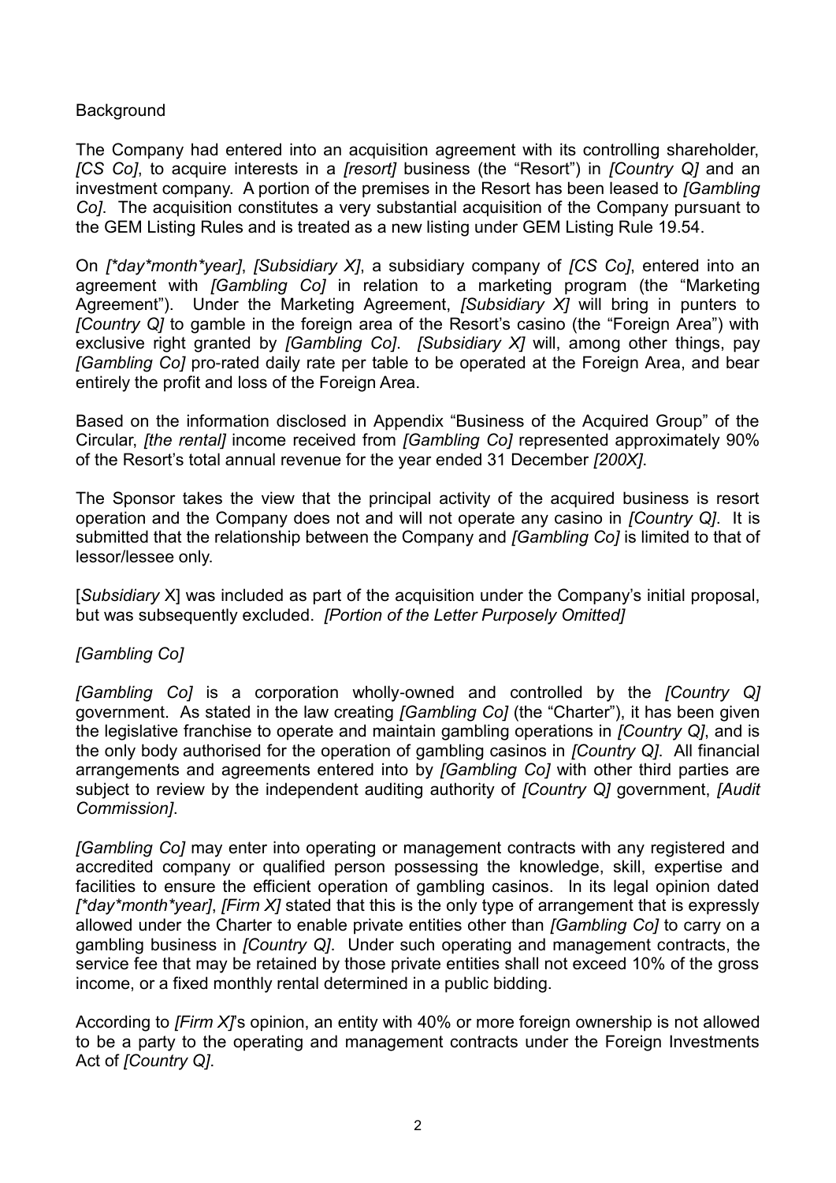Background

The Company had entered into an acquisition agreement with its controlling shareholder, *[CS Co]*, to acquire interests in a *[resort]* business (the "Resort") in *[Country Q]* and an investment company. A portion of the premises in the Resort has been leased to *[Gambling Co]*. The acquisition constitutes a very substantial acquisition of the Company pursuant to the GEM Listing Rules and is treated as a new listing under GEM Listing Rule 19.54.

On *[*day*month*year]*, *[Subsidiary X]*, a subsidiary company of *[CS Co]*, entered into an agreement with *[Gambling Co]* in relation to a marketing program (the "Marketing Agreement"). Under the Marketing Agreement, *[Subsidiary X]* will bring in punters to *[Country Q]* to gamble in the foreign area of the Resort's casino (the "Foreign Area") with exclusive right granted by *[Gambling Co]*. *[Subsidiary X]* will, among other things, pay *[Gambling Co]* pro-rated daily rate per table to be operated at the Foreign Area, and bear entirely the profit and loss of the Foreign Area.

Based on the information disclosed in Appendix "Business of the Acquired Group" of the Circular, *[the rental]* income received from *[Gambling Co]* represented approximately 90% of the Resort's total annual revenue for the year ended 31 December *[200X]*.

The Sponsor takes the view that the principal activity of the acquired business is resort operation and the Company does not and will not operate any casino in *[Country Q]*. It is submitted that the relationship between the Company and *[Gambling Co]* is limited to that of lessor/lessee only.

[*Subsidiary* X] was included as part of the acquisition under the Company's initial proposal, but was subsequently excluded. *[Portion of the Letter Purposely Omitted]*

*[Gambling Co]*

*[Gambling Co]* is a corporation wholly-owned and controlled by the *[Country Q]* government. As stated in the law creating *[Gambling Co]* (the "Charter"), it has been given the legislative franchise to operate and maintain gambling operations in *[Country Q]*, and is the only body authorised for the operation of gambling casinos in *[Country Q]*. All financial arrangements and agreements entered into by *[Gambling Co]* with other third parties are subject to review by the independent auditing authority of *[Country Q]* government, *[Audit Commission]*.

*[Gambling Co]* may enter into operating or management contracts with any registered and accredited company or qualified person possessing the knowledge, skill, expertise and facilities to ensure the efficient operation of gambling casinos. In its legal opinion dated *[*day*month*year]*, *[Firm X]* stated that this is the only type of arrangement that is expressly allowed under the Charter to enable private entities other than *[Gambling Co]* to carry on a gambling business in *[Country Q]*. Under such operating and management contracts, the service fee that may be retained by those private entities shall not exceed 10% of the gross income, or a fixed monthly rental determined in a public bidding.

According to *[Firm X]*'s opinion, an entity with 40% or more foreign ownership is not allowed to be a party to the operating and management contracts under the Foreign Investments Act of *[Country Q]*.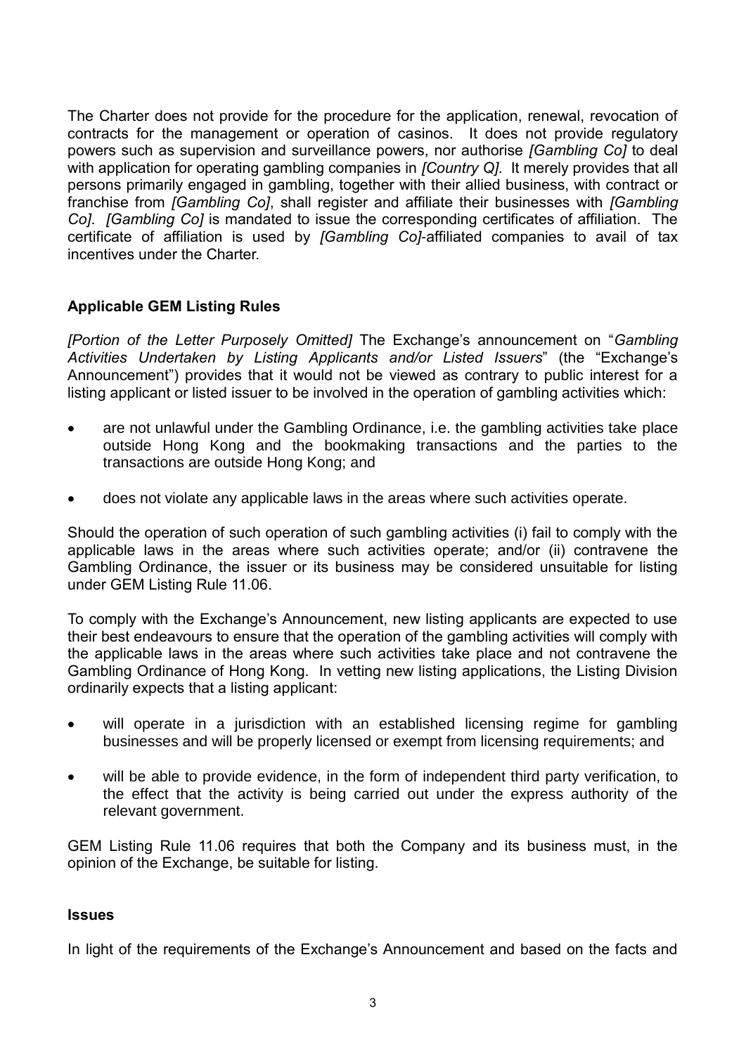The Charter does not provide for the procedure for the application, renewal, revocation of contracts for the management or operation of casinos. It does not provide regulatory powers such as supervision and surveillance powers, nor authorise *[Gambling Co]* to deal with application for operating gambling companies in *[Country Q]*. It merely provides that all persons primarily engaged in gambling, together with their allied business, with contract or franchise from *[Gambling Co]*, shall register and affiliate their businesses with *[Gambling Co]*. *[Gambling Co]* is mandated to issue the corresponding certificates of affiliation. The certificate of affiliation is used by *[Gambling Co]*-affiliated companies to avail of tax incentives under the Charter.

**Applicable GEM Listing Rules**

*[Portion of the Letter Purposely Omitted]* The Exchange's announcement on "*Gambling Activities Undertaken by Listing Applicants and/or Listed Issuers*" (the "Exchange's Announcement") provides that it would not be viewed as contrary to public interest for a listing applicant or listed issuer to be involved in the operation of gambling activities which:

- are not unlawful under the Gambling Ordinance, i.e. the gambling activities take place outside Hong Kong and the bookmaking transactions and the parties to the transactions are outside Hong Kong; and
- does not violate any applicable laws in the areas where such activities operate.

Should the operation of such operation of such gambling activities (i) fail to comply with the applicable laws in the areas where such activities operate; and/or (ii) contravene the Gambling Ordinance, the issuer or its business may be considered unsuitable for listing under GEM Listing Rule 11.06.

To comply with the Exchange's Announcement, new listing applicants are expected to use their best endeavours to ensure that the operation of the gambling activities will comply with the applicable laws in the areas where such activities take place and not contravene the Gambling Ordinance of Hong Kong. In vetting new listing applications, the Listing Division ordinarily expects that a listing applicant:

- will operate in a jurisdiction with an established licensing regime for gambling businesses and will be properly licensed or exempt from licensing requirements; and
- will be able to provide evidence, in the form of independent third party verification, to the effect that the activity is being carried out under the express authority of the relevant government.

GEM Listing Rule 11.06 requires that both the Company and its business must, in the opinion of the Exchange, be suitable for listing.

**Issues**

In light of the requirements of the Exchange's Announcement and based on the facts and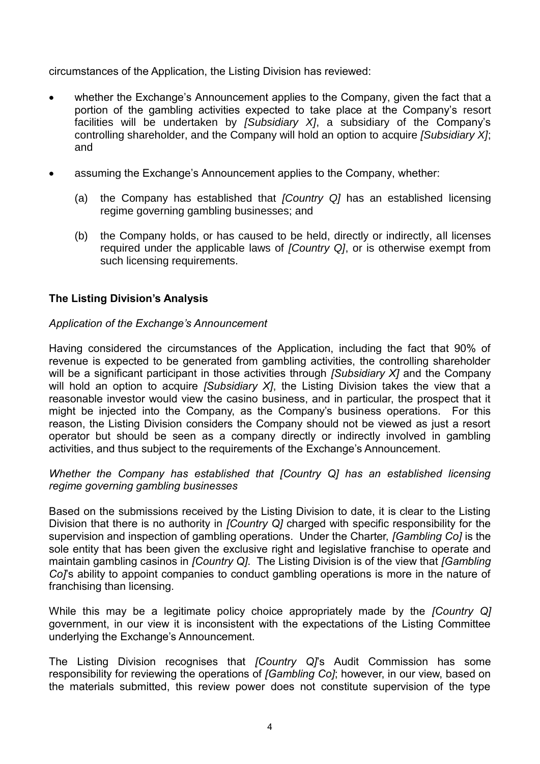circumstances of the Application, the Listing Division has reviewed:

- whether the Exchange's Announcement applies to the Company, given the fact that a portion of the gambling activities expected to take place at the Company's resort facilities will be undertaken by *[Subsidiary X]*, a subsidiary of the Company's controlling shareholder, and the Company will hold an option to acquire *[Subsidiary X]*; and

- assuming the Exchange's Announcement applies to the Company, whether:

  (a) the Company has established that *[Country Q]* has an established licensing regime governing gambling businesses; and

  (b) the Company holds, or has caused to be held, directly or indirectly, all licenses required under the applicable laws of *[Country Q]*, or is otherwise exempt from such licensing requirements.

**The Listing Division's Analysis**

*Application of the Exchange's Announcement*

Having considered the circumstances of the Application, including the fact that 90% of revenue is expected to be generated from gambling activities, the controlling shareholder will be a significant participant in those activities through *[Subsidiary X]* and the Company will hold an option to acquire *[Subsidiary X]*, the Listing Division takes the view that a reasonable investor would view the casino business, and in particular, the prospect that it might be injected into the Company, as the Company's business operations. For this reason, the Listing Division considers the Company should not be viewed as just a resort operator but should be seen as a company directly or indirectly involved in gambling activities, and thus subject to the requirements of the Exchange's Announcement.

*Whether the Company has established that [Country Q] has an established licensing regime governing gambling businesses*

Based on the submissions received by the Listing Division to date, it is clear to the Listing Division that there is no authority in *[Country Q]* charged with specific responsibility for the supervision and inspection of gambling operations. Under the Charter, *[Gambling Co]* is the sole entity that has been given the exclusive right and legislative franchise to operate and maintain gambling casinos in *[Country Q]*. The Listing Division is of the view that *[Gambling Co]*'s ability to appoint companies to conduct gambling operations is more in the nature of franchising than licensing.

While this may be a legitimate policy choice appropriately made by the *[Country Q]* government, in our view it is inconsistent with the expectations of the Listing Committee underlying the Exchange's Announcement.

The Listing Division recognises that *[Country Q]*'s Audit Commission has some responsibility for reviewing the operations of *[Gambling Co]*; however, in our view, based on the materials submitted, this review power does not constitute supervision of the type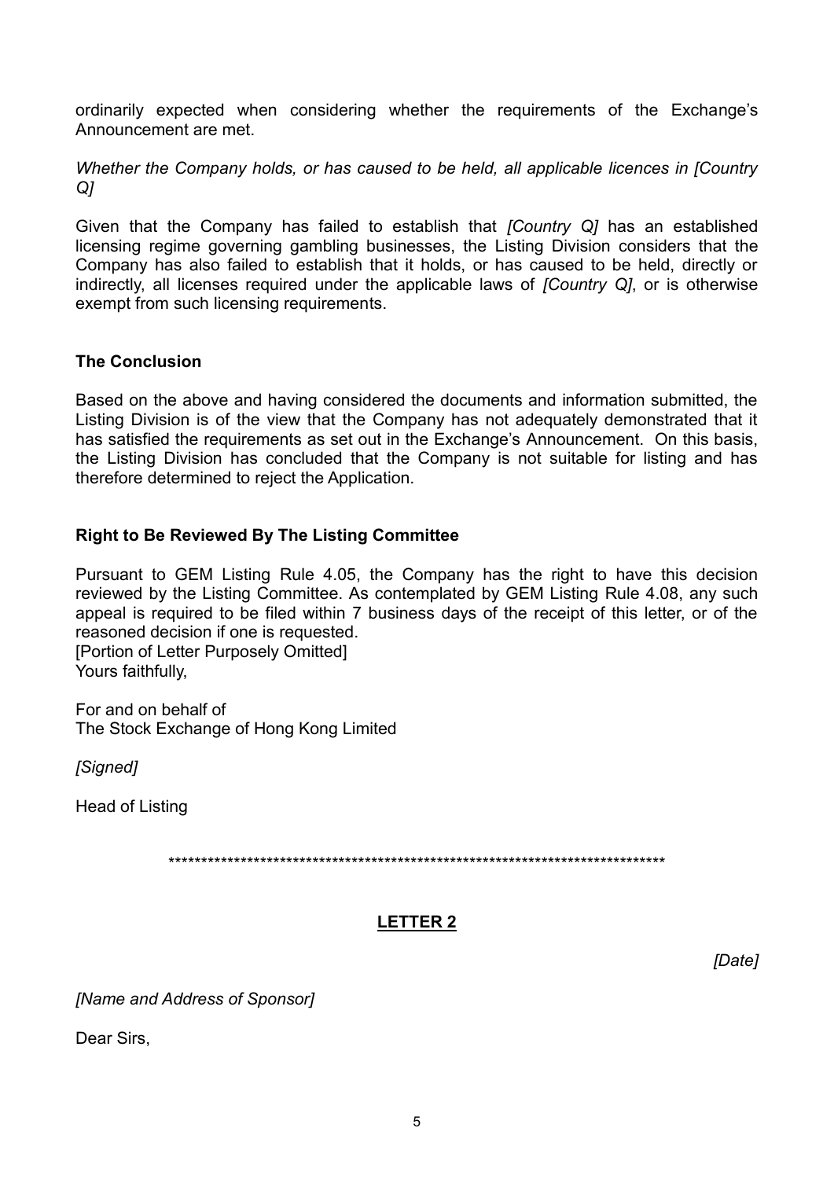ordinarily expected when considering whether the requirements of the Exchange's Announcement are met.

*Whether the Company holds, or has caused to be held, all applicable licences in [Country Q]*

Given that the Company has failed to establish that *[Country Q]* has an established licensing regime governing gambling businesses, the Listing Division considers that the Company has also failed to establish that it holds, or has caused to be held, directly or indirectly, all licenses required under the applicable laws of *[Country Q]*, or is otherwise exempt from such licensing requirements.

**The Conclusion**

Based on the above and having considered the documents and information submitted, the Listing Division is of the view that the Company has not adequately demonstrated that it has satisfied the requirements as set out in the Exchange's Announcement. On this basis, the Listing Division has concluded that the Company is not suitable for listing and has therefore determined to reject the Application.

**Right to Be Reviewed By The Listing Committee**

Pursuant to GEM Listing Rule 4.05, the Company has the right to have this decision reviewed by the Listing Committee. As contemplated by GEM Listing Rule 4.08, any such appeal is required to be filed within 7 business days of the receipt of this letter, or of the reasoned decision if one is requested.
[Portion of Letter Purposely Omitted]
Yours faithfully,

For and on behalf of
The Stock Exchange of Hong Kong Limited

*[Signed]*

Head of Listing

*******************************************************************************

## LETTER 2

*[Date]*

*[Name and Address of Sponsor]*

Dear Sirs,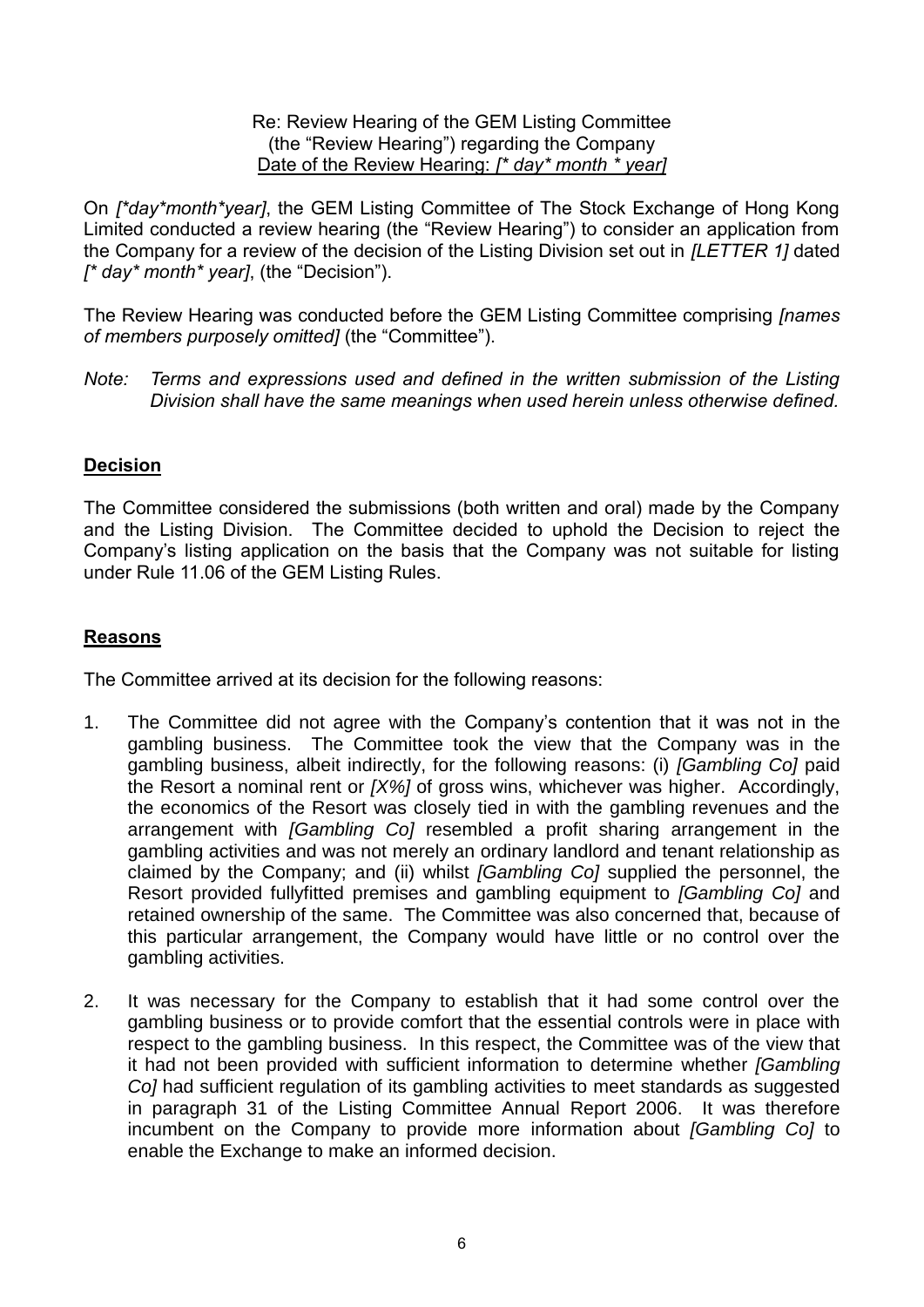Re: Review Hearing of the GEM Listing Committee
(the "Review Hearing") regarding the Company
<u>Date of the Review Hearing: *[* day* month * year]*</u>

On *[*day*month*year]*, the GEM Listing Committee of The Stock Exchange of Hong Kong Limited conducted a review hearing (the "Review Hearing") to consider an application from the Company for a review of the decision of the Listing Division set out in *[LETTER 1]* dated *[* day* month* year]*, (the "Decision").

The Review Hearing was conducted before the GEM Listing Committee comprising *[names of members purposely omitted]* (the "Committee").

*Note: Terms and expressions used and defined in the written submission of the Listing Division shall have the same meanings when used herein unless otherwise defined.*

## Decision

The Committee considered the submissions (both written and oral) made by the Company and the Listing Division. The Committee decided to uphold the Decision to reject the Company's listing application on the basis that the Company was not suitable for listing under Rule 11.06 of the GEM Listing Rules.

## Reasons

The Committee arrived at its decision for the following reasons:

1. The Committee did not agree with the Company's contention that it was not in the gambling business. The Committee took the view that the Company was in the gambling business, albeit indirectly, for the following reasons: (i) *[Gambling Co]* paid the Resort a nominal rent or *[X%]* of gross wins, whichever was higher. Accordingly, the economics of the Resort was closely tied in with the gambling revenues and the arrangement with *[Gambling Co]* resembled a profit sharing arrangement in the gambling activities and was not merely an ordinary landlord and tenant relationship as claimed by the Company; and (ii) whilst *[Gambling Co]* supplied the personnel, the Resort provided fullyfitted premises and gambling equipment to *[Gambling Co]* and retained ownership of the same. The Committee was also concerned that, because of this particular arrangement, the Company would have little or no control over the gambling activities.

2. It was necessary for the Company to establish that it had some control over the gambling business or to provide comfort that the essential controls were in place with respect to the gambling business. In this respect, the Committee was of the view that it had not been provided with sufficient information to determine whether *[Gambling Co]* had sufficient regulation of its gambling activities to meet standards as suggested in paragraph 31 of the Listing Committee Annual Report 2006. It was therefore incumbent on the Company to provide more information about *[Gambling Co]* to enable the Exchange to make an informed decision.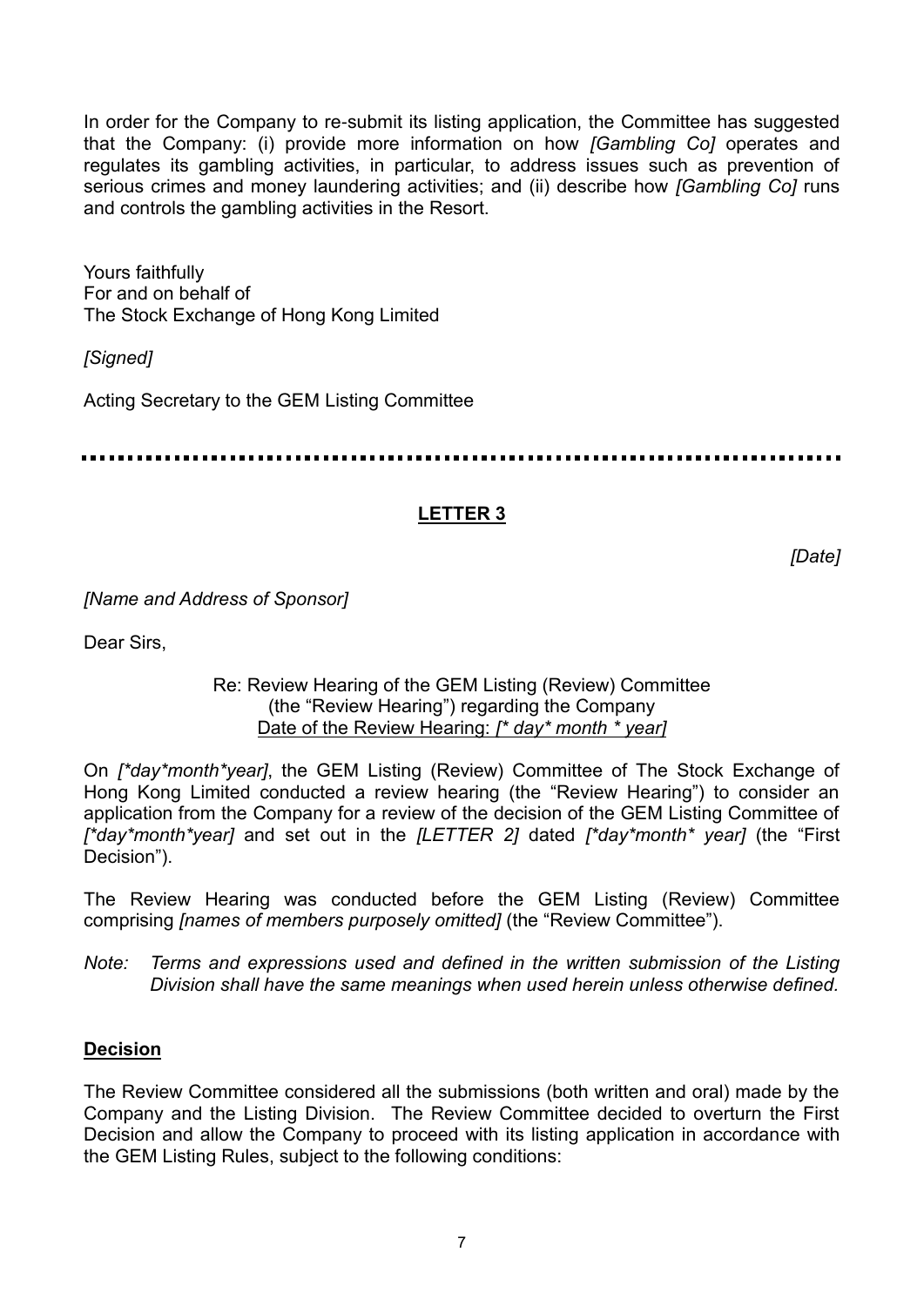In order for the Company to re-submit its listing application, the Committee has suggested that the Company: (i) provide more information on how *[Gambling Co]* operates and regulates its gambling activities, in particular, to address issues such as prevention of serious crimes and money laundering activities; and (ii) describe how *[Gambling Co]* runs and controls the gambling activities in the Resort.

Yours faithfully
For and on behalf of
The Stock Exchange of Hong Kong Limited

*[Signed]*

Acting Secretary to the GEM Listing Committee

---

## LETTER 3

*[Date]*

*[Name and Address of Sponsor]*

Dear Sirs,

Re: Review Hearing of the GEM Listing (Review) Committee
(the "Review Hearing") regarding the Company
Date of the Review Hearing: *[* day* month * year]*

On *[*day*month*year]*, the GEM Listing (Review) Committee of The Stock Exchange of Hong Kong Limited conducted a review hearing (the "Review Hearing") to consider an application from the Company for a review of the decision of the GEM Listing Committee of *[*day*month*year]* and set out in the *[LETTER 2]* dated *[*day*month* year]* (the "First Decision").

The Review Hearing was conducted before the GEM Listing (Review) Committee comprising *[names of members purposely omitted]* (the "Review Committee").

*Note: Terms and expressions used and defined in the written submission of the Listing Division shall have the same meanings when used herein unless otherwise defined.*

**Decision**

The Review Committee considered all the submissions (both written and oral) made by the Company and the Listing Division. The Review Committee decided to overturn the First Decision and allow the Company to proceed with its listing application in accordance with the GEM Listing Rules, subject to the following conditions: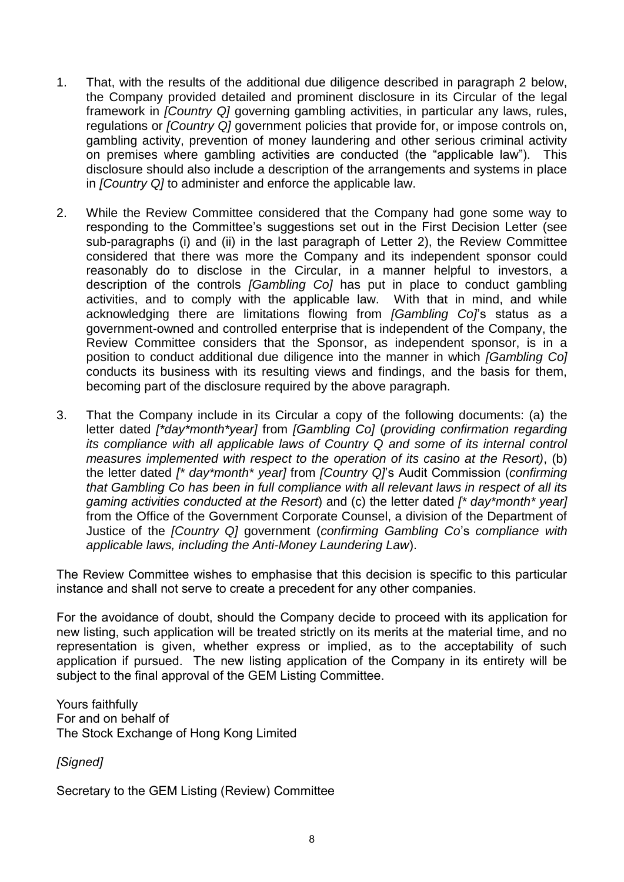1. That, with the results of the additional due diligence described in paragraph 2 below, the Company provided detailed and prominent disclosure in its Circular of the legal framework in *[Country Q]* governing gambling activities, in particular any laws, rules, regulations or *[Country Q]* government policies that provide for, or impose controls on, gambling activity, prevention of money laundering and other serious criminal activity on premises where gambling activities are conducted (the "applicable law"). This disclosure should also include a description of the arrangements and systems in place in *[Country Q]* to administer and enforce the applicable law.

2. While the Review Committee considered that the Company had gone some way to responding to the Committee's suggestions set out in the First Decision Letter (see sub-paragraphs (i) and (ii) in the last paragraph of Letter 2), the Review Committee considered that there was more the Company and its independent sponsor could reasonably do to disclose in the Circular, in a manner helpful to investors, a description of the controls *[Gambling Co]* has put in place to conduct gambling activities, and to comply with the applicable law. With that in mind, and while acknowledging there are limitations flowing from *[Gambling Co]*'s status as a government-owned and controlled enterprise that is independent of the Company, the Review Committee considers that the Sponsor, as independent sponsor, is in a position to conduct additional due diligence into the manner in which *[Gambling Co]* conducts its business with its resulting views and findings, and the basis for them, becoming part of the disclosure required by the above paragraph.

3. That the Company include in its Circular a copy of the following documents: (a) the letter dated *[\*day\*month\*year]* from *[Gambling Co]* (*providing confirmation regarding its compliance with all applicable laws of Country Q and some of its internal control measures implemented with respect to the operation of its casino at the Resort)*, (b) the letter dated *[\* day\*month\* year]* from *[Country Q]*'s Audit Commission (*confirming that Gambling Co has been in full compliance with all relevant laws in respect of all its gaming activities conducted at the Resort*) and (c) the letter dated *[\* day\*month\* year]* from the Office of the Government Corporate Counsel, a division of the Department of Justice of the *[Country Q]* government (*confirming Gambling Co*'s *compliance with applicable laws, including the Anti-Money Laundering Law*).

The Review Committee wishes to emphasise that this decision is specific to this particular instance and shall not serve to create a precedent for any other companies.

For the avoidance of doubt, should the Company decide to proceed with its application for new listing, such application will be treated strictly on its merits at the material time, and no representation is given, whether express or implied, as to the acceptability of such application if pursued. The new listing application of the Company in its entirety will be subject to the final approval of the GEM Listing Committee.

Yours faithfully
For and on behalf of
The Stock Exchange of Hong Kong Limited

*[Signed]*

Secretary to the GEM Listing (Review) Committee